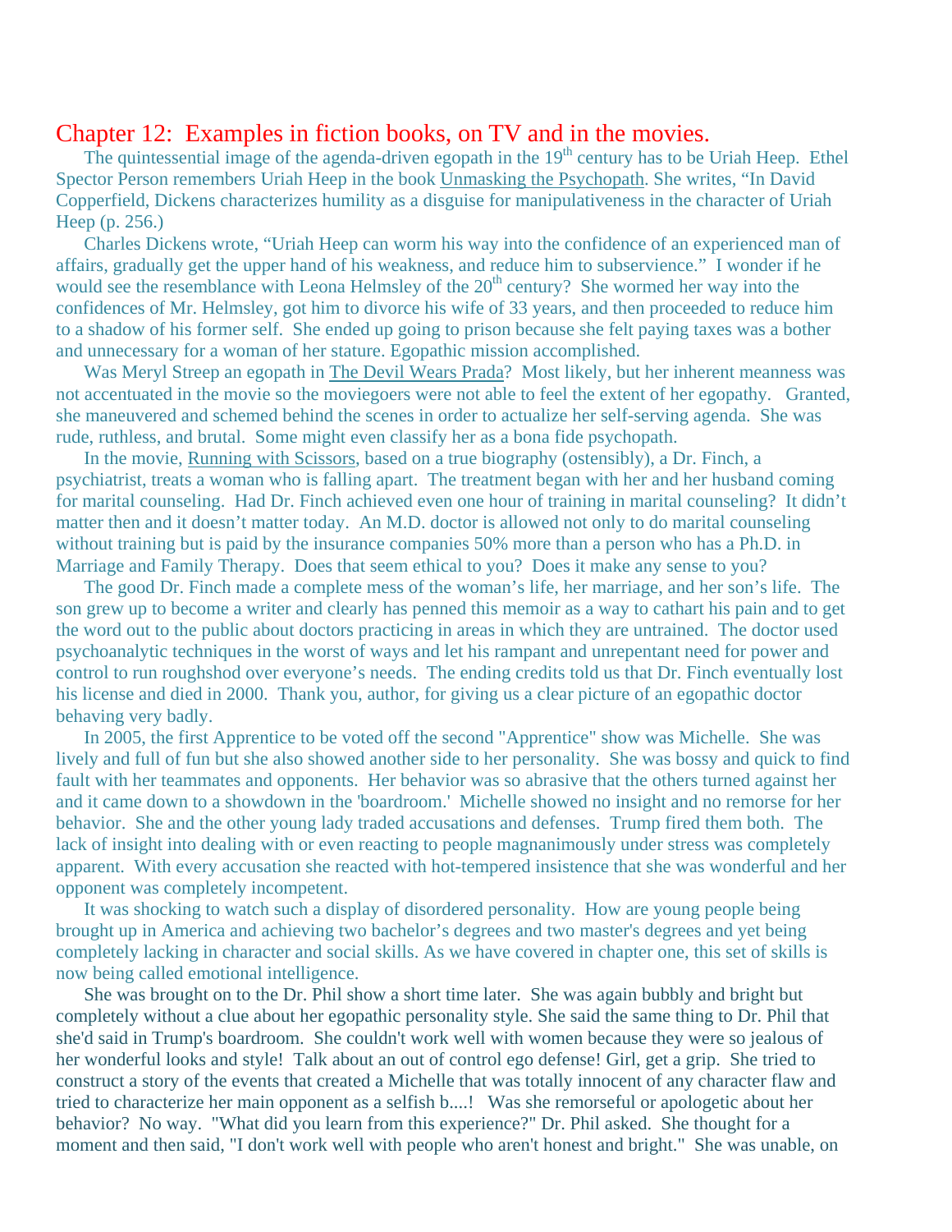# Chapter 12: Examples in fiction books, on TV and in the movies.

The quintessential image of the agenda-driven egopath in the 19th century has to be Uriah Heep. Ethel Spector Person remembers Uriah Heep in the book Unmasking the Psychopath. She writes, "In David Copperfield, Dickens characterizes humility as a disguise for manipulativeness in the character of Uriah Heep (p. 256.)

Charles Dickens wrote, "Uriah Heep can worm his way into the confidence of an experienced man of affairs, gradually get the upper hand of his weakness, and reduce him to subservience." I wonder if he would see the resemblance with Leona Helmsley of the 20th century? She wormed her way into the confidences of Mr. Helmsley, got him to divorce his wife of 33 years, and then proceeded to reduce him to a shadow of his former self. She ended up going to prison because she felt paying taxes was a bother and unnecessary for a woman of her stature. Egopathic mission accomplished.

Was Meryl Streep an egopath in The Devil Wears Prada? Most likely, but her inherent meanness was not accentuated in the movie so the moviegoers were not able to feel the extent of her egopathy. Granted, she maneuvered and schemed behind the scenes in order to actualize her self-serving agenda. She was rude, ruthless, and brutal. Some might even classify her as a bona fide psychopath.

In the movie, Running with Scissors, based on a true biography (ostensibly), a Dr. Finch, a psychiatrist, treats a woman who is falling apart. The treatment began with her and her husband coming for marital counseling. Had Dr. Finch achieved even one hour of training in marital counseling? It didn't matter then and it doesn't matter today. An M.D. doctor is allowed not only to do marital counseling without training but is paid by the insurance companies 50% more than a person who has a Ph.D. in Marriage and Family Therapy. Does that seem ethical to you? Does it make any sense to you?

The good Dr. Finch made a complete mess of the woman's life, her marriage, and her son's life. The son grew up to become a writer and clearly has penned this memoir as a way to cathart his pain and to get the word out to the public about doctors practicing in areas in which they are untrained. The doctor used psychoanalytic techniques in the worst of ways and let his rampant and unrepentant need for power and control to run roughshod over everyone's needs. The ending credits told us that Dr. Finch eventually lost his license and died in 2000. Thank you, author, for giving us a clear picture of an egopathic doctor behaving very badly.

In 2005, the first Apprentice to be voted off the second "Apprentice" show was Michelle. She was lively and full of fun but she also showed another side to her personality. She was bossy and quick to find fault with her teammates and opponents. Her behavior was so abrasive that the others turned against her and it came down to a showdown in the 'boardroom.' Michelle showed no insight and no remorse for her behavior. She and the other young lady traded accusations and defenses. Trump fired them both. The lack of insight into dealing with or even reacting to people magnanimously under stress was completely apparent. With every accusation she reacted with hot-tempered insistence that she was wonderful and her opponent was completely incompetent.

It was shocking to watch such a display of disordered personality. How are young people being brought up in America and achieving two bachelor's degrees and two master's degrees and yet being completely lacking in character and social skills. As we have covered in chapter one, this set of skills is now being called emotional intelligence.

She was brought on to the Dr. Phil show a short time later. She was again bubbly and bright but completely without a clue about her egopathic personality style. She said the same thing to Dr. Phil that she'd said in Trump's boardroom. She couldn't work well with women because they were so jealous of her wonderful looks and style! Talk about an out of control ego defense! Girl, get a grip. She tried to construct a story of the events that created a Michelle that was totally innocent of any character flaw and tried to characterize her main opponent as a selfish b....! Was she remorseful or apologetic about her behavior? No way. "What did you learn from this experience?" Dr. Phil asked. She thought for a moment and then said, "I don't work well with people who aren't honest and bright." She was unable, on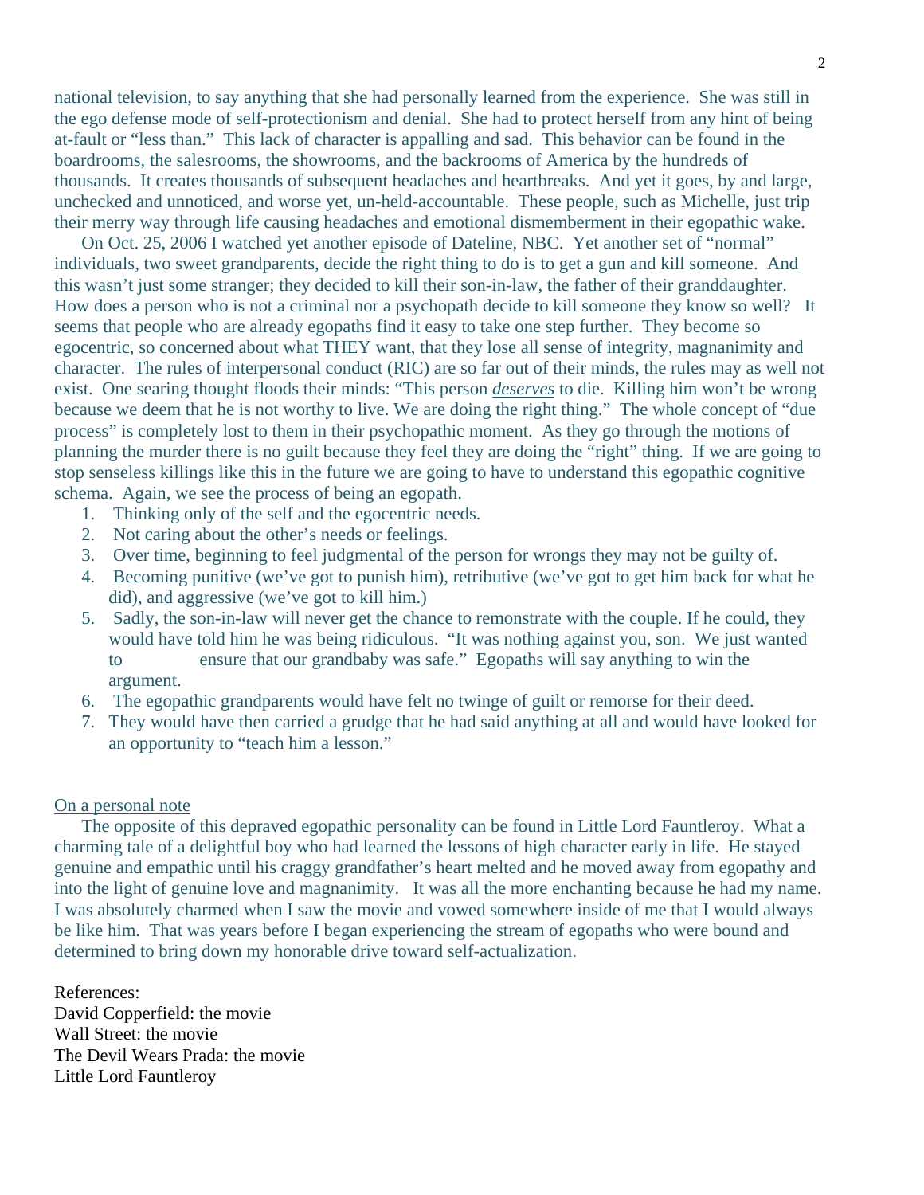national television, to say anything that she had personally learned from the experience. She was still in the ego defense mode of self-protectionism and denial. She had to protect herself from any hint of being at-fault or "less than." This lack of character is appalling and sad. This behavior can be found in the boardrooms, the salesrooms, the showrooms, and the backrooms of America by the hundreds of thousands. It creates thousands of subsequent headaches and heartbreaks. And yet it goes, by and large, unchecked and unnoticed, and worse yet, un-held-accountable. These people, such as Michelle, just trip their merry way through life causing headaches and emotional dismemberment in their egopathic wake.

On Oct. 25, 2006 I watched yet another episode of Dateline, NBC. Yet another set of "normal" individuals, two sweet grandparents, decide the right thing to do is to get a gun and kill someone. And this wasn't just some stranger; they decided to kill their son-in-law, the father of their granddaughter. How does a person who is not a criminal nor a psychopath decide to kill someone they know so well? It seems that people who are already egopaths find it easy to take one step further. They become so egocentric, so concerned about what THEY want, that they lose all sense of integrity, magnanimity and character. The rules of interpersonal conduct (RIC) are so far out of their minds, the rules may as well not exist. One searing thought floods their minds: "This person ***deserves*** to die. Killing him won't be wrong because we deem that he is not worthy to live. We are doing the right thing." The whole concept of "due process" is completely lost to them in their psychopathic moment. As they go through the motions of planning the murder there is no guilt because they feel they are doing the "right" thing. If we are going to stop senseless killings like this in the future we are going to have to understand this egopathic cognitive schema. Again, we see the process of being an egopath.

1. Thinking only of the self and the egocentric needs.
2. Not caring about the other's needs or feelings.
3. Over time, beginning to feel judgmental of the person for wrongs they may not be guilty of.
4. Becoming punitive (we've got to punish him), retributive (we've got to get him back for what he did), and aggressive (we've got to kill him.)
5. Sadly, the son-in-law will never get the chance to remonstrate with the couple. If he could, they would have told him he was being ridiculous. "It was nothing against you, son. We just wanted to ensure that our grandbaby was safe." Egopaths will say anything to win the argument.
6. The egopathic grandparents would have felt no twinge of guilt or remorse for their deed.
7. They would have then carried a grudge that he had said anything at all and would have looked for an opportunity to "teach him a lesson."

On a personal note

The opposite of this depraved egopathic personality can be found in Little Lord Fauntleroy. What a charming tale of a delightful boy who had learned the lessons of high character early in life. He stayed genuine and empathic until his craggy grandfather's heart melted and he moved away from egopathy and into the light of genuine love and magnanimity. It was all the more enchanting because he had my name. I was absolutely charmed when I saw the movie and vowed somewhere inside of me that I would always be like him. That was years before I began experiencing the stream of egopaths who were bound and determined to bring down my honorable drive toward self-actualization.

References:
David Copperfield: the movie
Wall Street: the movie
The Devil Wears Prada: the movie
Little Lord Fauntleroy